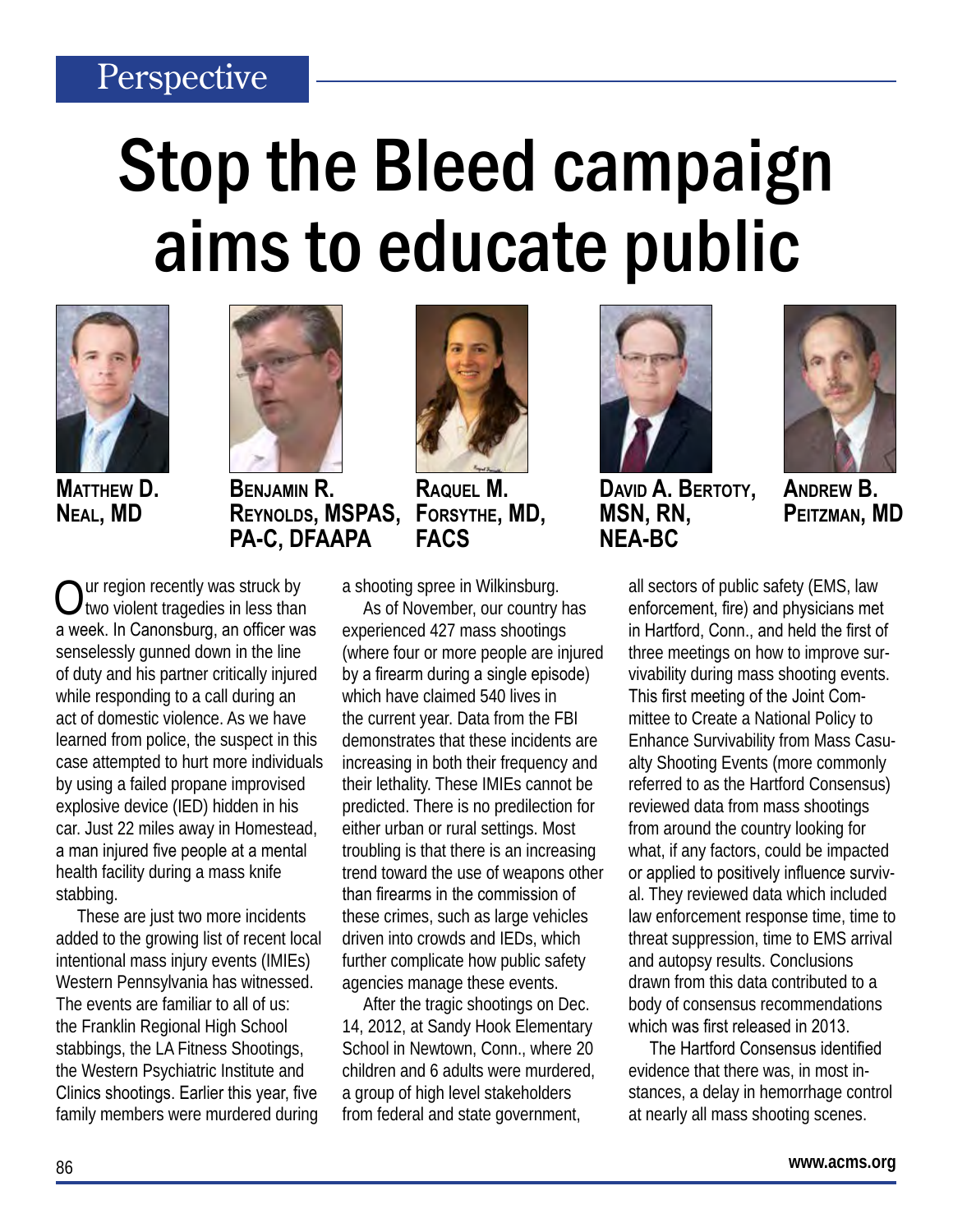Perspective

# Stop the Bleed campaign aims to educate public

**Matthew D. Neal, MD**

**Benjamin R. Reynolds, MSPAS, PA-C, DFAAPA**

**Raquel M. Forsythe, MD, FACS**

**David A. Bertoty, MSN, RN, NEA-BC**

**Andrew B. Peitzman, MD**

Our region recently was struck by two violent tragedies in less than a week. In Canonsburg, an officer was senselessly gunned down in the line of duty and his partner critically injured while responding to a call during an act of domestic violence. As we have learned from police, the suspect in this case attempted to hurt more individuals by using a failed propane improvised explosive device (IED) hidden in his car. Just 22 miles away in Homestead, a man injured five people at a mental health facility during a mass knife stabbing.

These are just two more incidents added to the growing list of recent local intentional mass injury events (IMIEs) Western Pennsylvania has witnessed. The events are familiar to all of us: the Franklin Regional High School stabbings, the LA Fitness Shootings, the Western Psychiatric Institute and Clinics shootings. Earlier this year, five family members were murdered during a shooting spree in Wilkinsburg.

As of November, our country has experienced 427 mass shootings (where four or more people are injured by a firearm during a single episode) which have claimed 540 lives in the current year. Data from the FBI demonstrates that these incidents are increasing in both their frequency and their lethality. These IMIEs cannot be predicted. There is no predilection for either urban or rural settings. Most troubling is that there is an increasing trend toward the use of weapons other than firearms in the commission of these crimes, such as large vehicles driven into crowds and IEDs, which further complicate how public safety agencies manage these events.

After the tragic shootings on Dec. 14, 2012, at Sandy Hook Elementary School in Newtown, Conn., where 20 children and 6 adults were murdered, a group of high level stakeholders from federal and state government, all sectors of public safety (EMS, law enforcement, fire) and physicians met in Hartford, Conn., and held the first of three meetings on how to improve survivability during mass shooting events. This first meeting of the Joint Committee to Create a National Policy to Enhance Survivability from Mass Casualty Shooting Events (more commonly referred to as the Hartford Consensus) reviewed data from mass shootings from around the country looking for what, if any factors, could be impacted or applied to positively influence survival. They reviewed data which included law enforcement response time, time to threat suppression, time to EMS arrival and autopsy results. Conclusions drawn from this data contributed to a body of consensus recommendations which was first released in 2013.

The Hartford Consensus identified evidence that there was, in most instances, a delay in hemorrhage control at nearly all mass shooting scenes.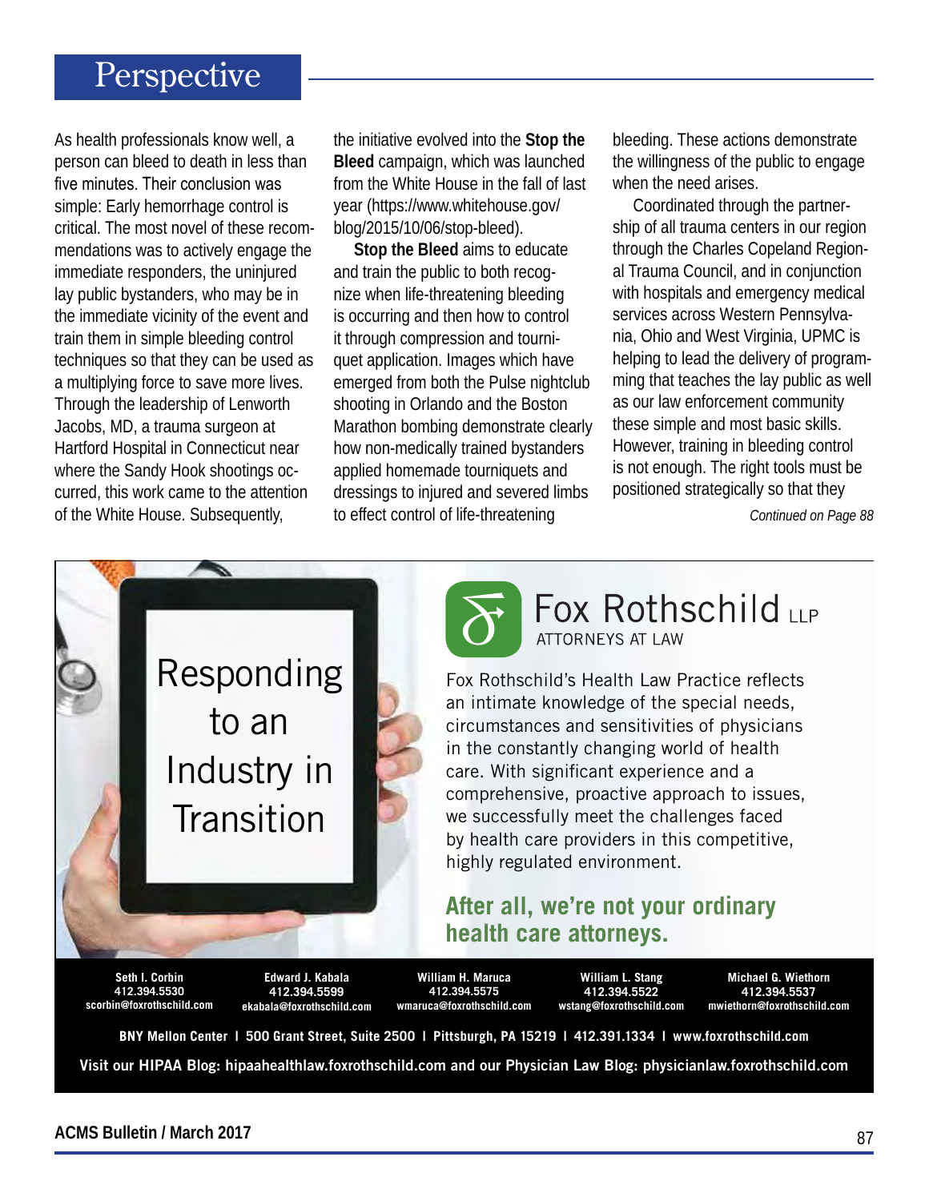# Perspective

As health professionals know well, a person can bleed to death in less than five minutes. Their conclusion was simple: Early hemorrhage control is critical. The most novel of these recommendations was to actively engage the immediate responders, the uninjured lay public bystanders, who may be in the immediate vicinity of the event and train them in simple bleeding control techniques so that they can be used as a multiplying force to save more lives. Through the leadership of Lenworth Jacobs, MD, a trauma surgeon at Hartford Hospital in Connecticut near where the Sandy Hook shootings occurred, this work came to the attention of the White House. Subsequently, the initiative evolved into the **Stop the Bleed** campaign, which was launched from the White House in the fall of last year (https://www.whitehouse.gov/blog/2015/10/06/stop-bleed).

**Stop the Bleed** aims to educate and train the public to both recognize when life-threatening bleeding is occurring and then how to control it through compression and tourniquet application. Images which have emerged from both the Pulse nightclub shooting in Orlando and the Boston Marathon bombing demonstrate clearly how non-medically trained bystanders applied homemade tourniquets and dressings to injured and severed limbs to effect control of life-threatening bleeding. These actions demonstrate the willingness of the public to engage when the need arises.

Coordinated through the partnership of all trauma centers in our region through the Charles Copeland Regional Trauma Council, and in conjunction with hospitals and emergency medical services across Western Pennsylvania, Ohio and West Virginia, UPMC is helping to lead the delivery of programming that teaches the lay public as well as our law enforcement community these simple and most basic skills. However, training in bleeding control is not enough. The right tools must be positioned strategically so that they

*Continued on Page 88*

---

Responding to an Industry in Transition

**Fox Rothschild LLP**
ATTORNEYS AT LAW

Fox Rothschild's Health Law Practice reflects an intimate knowledge of the special needs, circumstances and sensitivities of physicians in the constantly changing world of health care. With significant experience and a comprehensive, proactive approach to issues, we successfully meet the challenges faced by health care providers in this competitive, highly regulated environment.

**After all, we're not your ordinary health care attorneys.**

**Seth I. Corbin**
412.394.5530
scorbin@foxrothschild.com

**Edward J. Kabala**
412.394.5599
ekabala@foxrothschild.com

**William H. Maruca**
412.394.5575
wmaruca@foxrothschild.com

**William L. Stang**
412.394.5522
wstang@foxrothschild.com

**Michael G. Wiethorn**
412.394.5537
mwiethorn@foxrothschild.com

BNY Mellon Center | 500 Grant Street, Suite 2500 | Pittsburgh, PA 15219 | 412.391.1334 | www.foxrothschild.com

Visit our HIPAA Blog: hipaahealthlaw.foxrothschild.com and our Physician Law Blog: physicianlaw.foxrothschild.com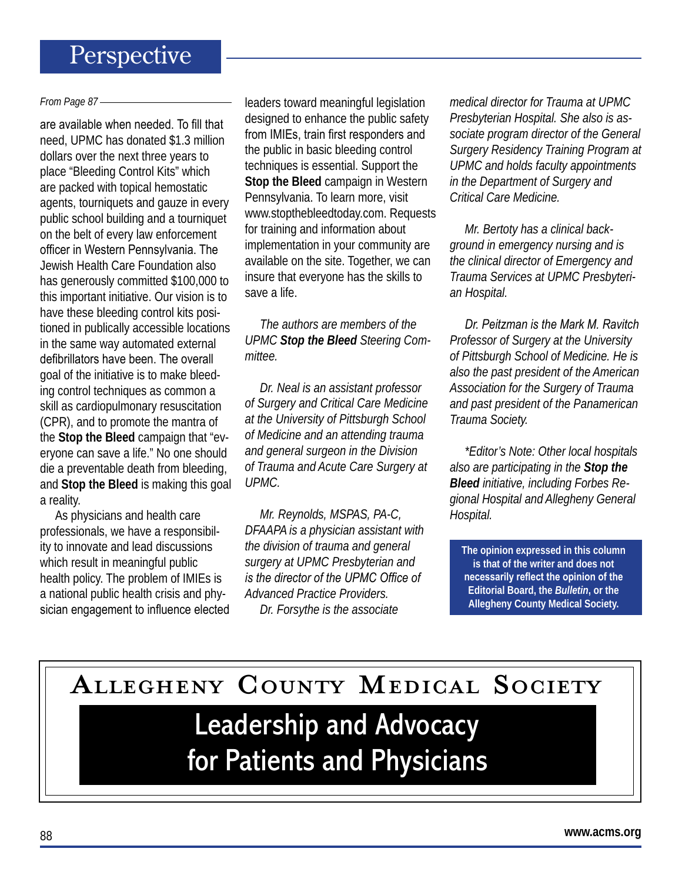*From Page 87*

are available when needed. To fill that need, UPMC has donated $1.3 million dollars over the next three years to place "Bleeding Control Kits" which are packed with topical hemostatic agents, tourniquets and gauze in every public school building and a tourniquet on the belt of every law enforcement officer in Western Pennsylvania. The Jewish Health Care Foundation also has generously committed $100,000 to this important initiative. Our vision is to have these bleeding control kits positioned in publically accessible locations in the same way automated external defibrillators have been. The overall goal of the initiative is to make bleeding control techniques as common a skill as cardiopulmonary resuscitation (CPR), and to promote the mantra of the **Stop the Bleed** campaign that "everyone can save a life." No one should die a preventable death from bleeding, and **Stop the Bleed** is making this goal a reality.

As physicians and health care professionals, we have a responsibility to innovate and lead discussions which result in meaningful public health policy. The problem of IMIEs is a national public health crisis and physician engagement to influence elected leaders toward meaningful legislation designed to enhance the public safety from IMIEs, train first responders and the public in basic bleeding control techniques is essential. Support the **Stop the Bleed** campaign in Western Pennsylvania. To learn more, visit www.stopthebleedtoday.com. Requests for training and information about implementation in your community are available on the site. Together, we can insure that everyone has the skills to save a life.

*The authors are members of the UPMC **Stop the Bleed** Steering Committee.*

*Dr. Neal is an assistant professor of Surgery and Critical Care Medicine at the University of Pittsburgh School of Medicine and an attending trauma and general surgeon in the Division of Trauma and Acute Care Surgery at UPMC.*

*Mr. Reynolds, MSPAS, PA-C, DFAAPA is a physician assistant with the division of trauma and general surgery at UPMC Presbyterian and is the director of the UPMC Office of Advanced Practice Providers.*

*Dr. Forsythe is the associate medical director for Trauma at UPMC Presbyterian Hospital. She also is associate program director of the General Surgery Residency Training Program at UPMC and holds faculty appointments in the Department of Surgery and Critical Care Medicine.*

*Mr. Bertoty has a clinical background in emergency nursing and is the clinical director of Emergency and Trauma Services at UPMC Presbyterian Hospital.*

*Dr. Peitzman is the Mark M. Ravitch Professor of Surgery at the University of Pittsburgh School of Medicine. He is also the past president of the American Association for the Surgery of Trauma and past president of the Panamerican Trauma Society.*

*\*Editor's Note: Other local hospitals also are participating in the **Stop the Bleed** initiative, including Forbes Regional Hospital and Allegheny General Hospital.*

**The opinion expressed in this column is that of the writer and does not necessarily reflect the opinion of the Editorial Board, the *Bulletin*, or the Allegheny County Medical Society.**

## Allegheny County Medical Society

## Leadership and Advocacy for Patients and Physicians